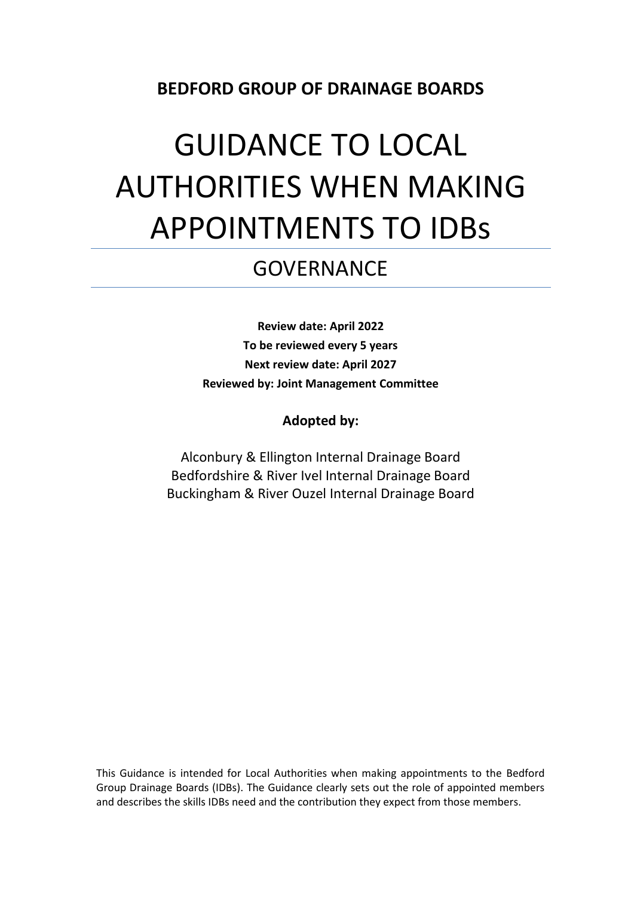**BEDFORD GROUP OF DRAINAGE BOARDS**

# GUIDANCE TO LOCAL AUTHORITIES WHEN MAKING APPOINTMENTS TO IDBs

## GOVERNANCE

**Review date: April 2022**
**To be reviewed every 5 years**
**Next review date: April 2027**
**Reviewed by: Joint Management Committee**

**Adopted by:**

Alconbury & Ellington Internal Drainage Board
Bedfordshire & River Ivel Internal Drainage Board
Buckingham & River Ouzel Internal Drainage Board

This Guidance is intended for Local Authorities when making appointments to the Bedford Group Drainage Boards (IDBs). The Guidance clearly sets out the role of appointed members and describes the skills IDBs need and the contribution they expect from those members.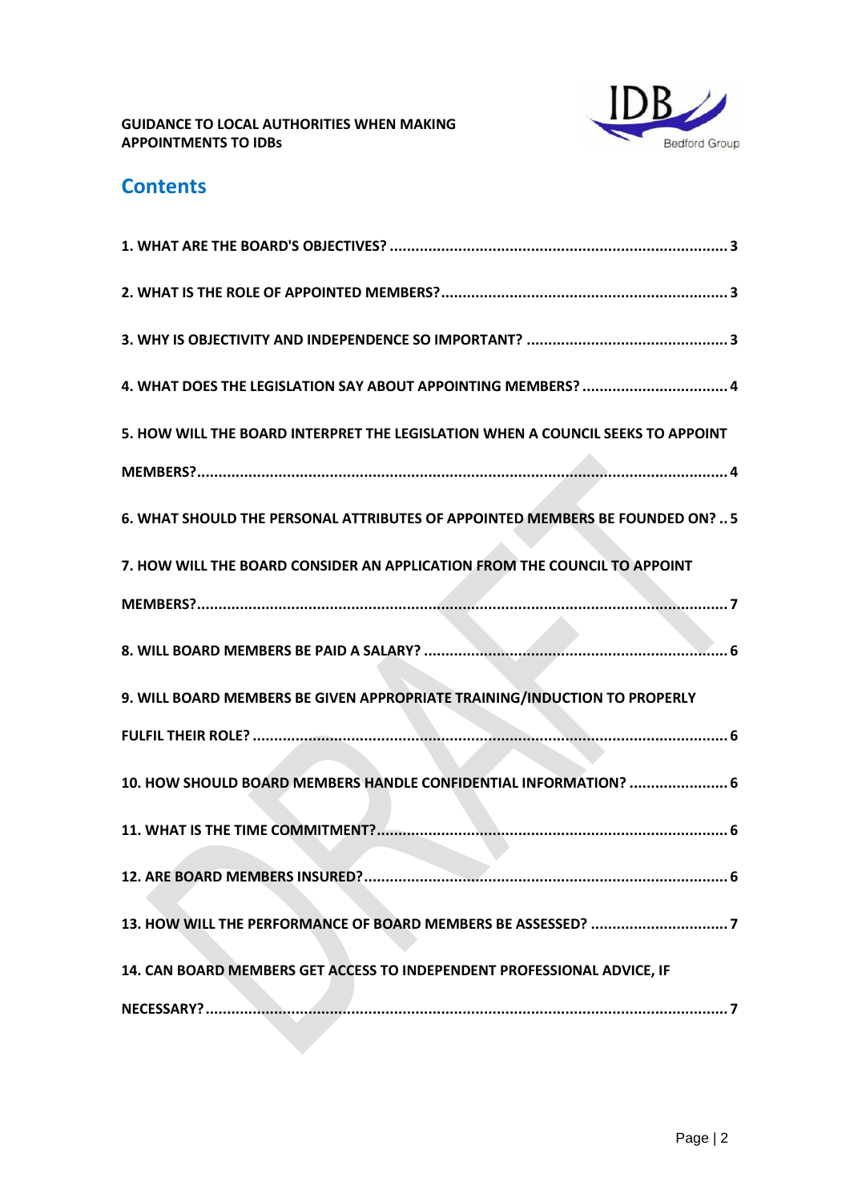**GUIDANCE TO LOCAL AUTHORITIES WHEN MAKING APPOINTMENTS TO IDBs**

## Contents

**1. WHAT ARE THE BOARD'S OBJECTIVES? .......... 3**

**2. WHAT IS THE ROLE OF APPOINTED MEMBERS? .......... 3**

**3. WHY IS OBJECTIVITY AND INDEPENDENCE SO IMPORTANT? .......... 3**

**4. WHAT DOES THE LEGISLATION SAY ABOUT APPOINTING MEMBERS? .......... 4**

**5. HOW WILL THE BOARD INTERPRET THE LEGISLATION WHEN A COUNCIL SEEKS TO APPOINT MEMBERS? .......... 4**

**6. WHAT SHOULD THE PERSONAL ATTRIBUTES OF APPOINTED MEMBERS BE FOUNDED ON? .. 5**

**7. HOW WILL THE BOARD CONSIDER AN APPLICATION FROM THE COUNCIL TO APPOINT MEMBERS? .......... 7**

**8. WILL BOARD MEMBERS BE PAID A SALARY? .......... 6**

**9. WILL BOARD MEMBERS BE GIVEN APPROPRIATE TRAINING/INDUCTION TO PROPERLY FULFIL THEIR ROLE? .......... 6**

**10. HOW SHOULD BOARD MEMBERS HANDLE CONFIDENTIAL INFORMATION? .......... 6**

**11. WHAT IS THE TIME COMMITMENT? .......... 6**

**12. ARE BOARD MEMBERS INSURED? .......... 6**

**13. HOW WILL THE PERFORMANCE OF BOARD MEMBERS BE ASSESSED? .......... 7**

**14. CAN BOARD MEMBERS GET ACCESS TO INDEPENDENT PROFESSIONAL ADVICE, IF NECESSARY? .......... 7**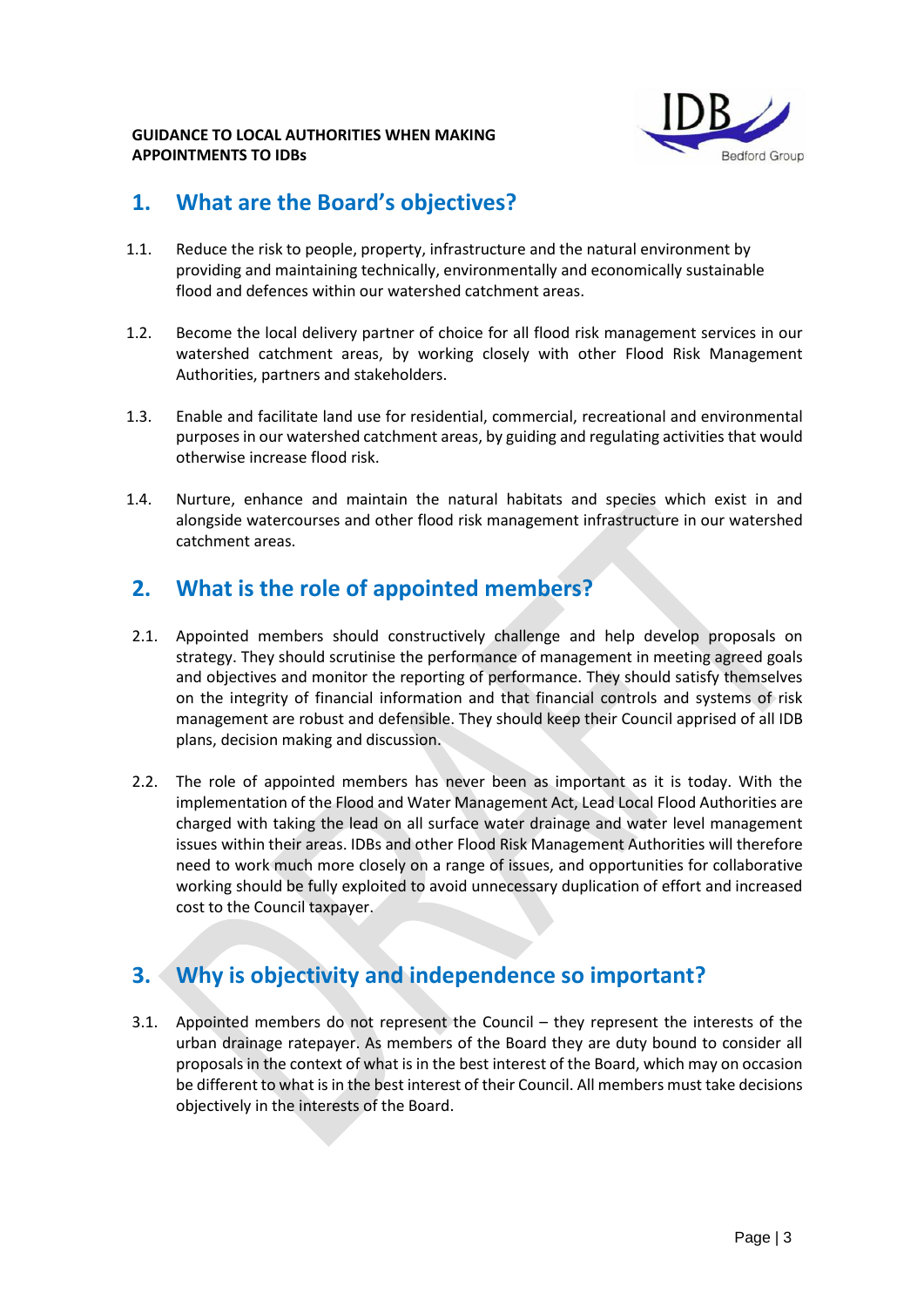**GUIDANCE TO LOCAL AUTHORITIES WHEN MAKING APPOINTMENTS TO IDBs**

## 1. What are the Board's objectives?

1.1. Reduce the risk to people, property, infrastructure and the natural environment by providing and maintaining technically, environmentally and economically sustainable flood and defences within our watershed catchment areas.

1.2. Become the local delivery partner of choice for all flood risk management services in our watershed catchment areas, by working closely with other Flood Risk Management Authorities, partners and stakeholders.

1.3. Enable and facilitate land use for residential, commercial, recreational and environmental purposes in our watershed catchment areas, by guiding and regulating activities that would otherwise increase flood risk.

1.4. Nurture, enhance and maintain the natural habitats and species which exist in and alongside watercourses and other flood risk management infrastructure in our watershed catchment areas.

## 2. What is the role of appointed members?

2.1. Appointed members should constructively challenge and help develop proposals on strategy. They should scrutinise the performance of management in meeting agreed goals and objectives and monitor the reporting of performance. They should satisfy themselves on the integrity of financial information and that financial controls and systems of risk management are robust and defensible. They should keep their Council apprised of all IDB plans, decision making and discussion.

2.2. The role of appointed members has never been as important as it is today. With the implementation of the Flood and Water Management Act, Lead Local Flood Authorities are charged with taking the lead on all surface water drainage and water level management issues within their areas. IDBs and other Flood Risk Management Authorities will therefore need to work much more closely on a range of issues, and opportunities for collaborative working should be fully exploited to avoid unnecessary duplication of effort and increased cost to the Council taxpayer.

## 3. Why is objectivity and independence so important?

3.1. Appointed members do not represent the Council – they represent the interests of the urban drainage ratepayer. As members of the Board they are duty bound to consider all proposals in the context of what is in the best interest of the Board, which may on occasion be different to what is in the best interest of their Council. All members must take decisions objectively in the interests of the Board.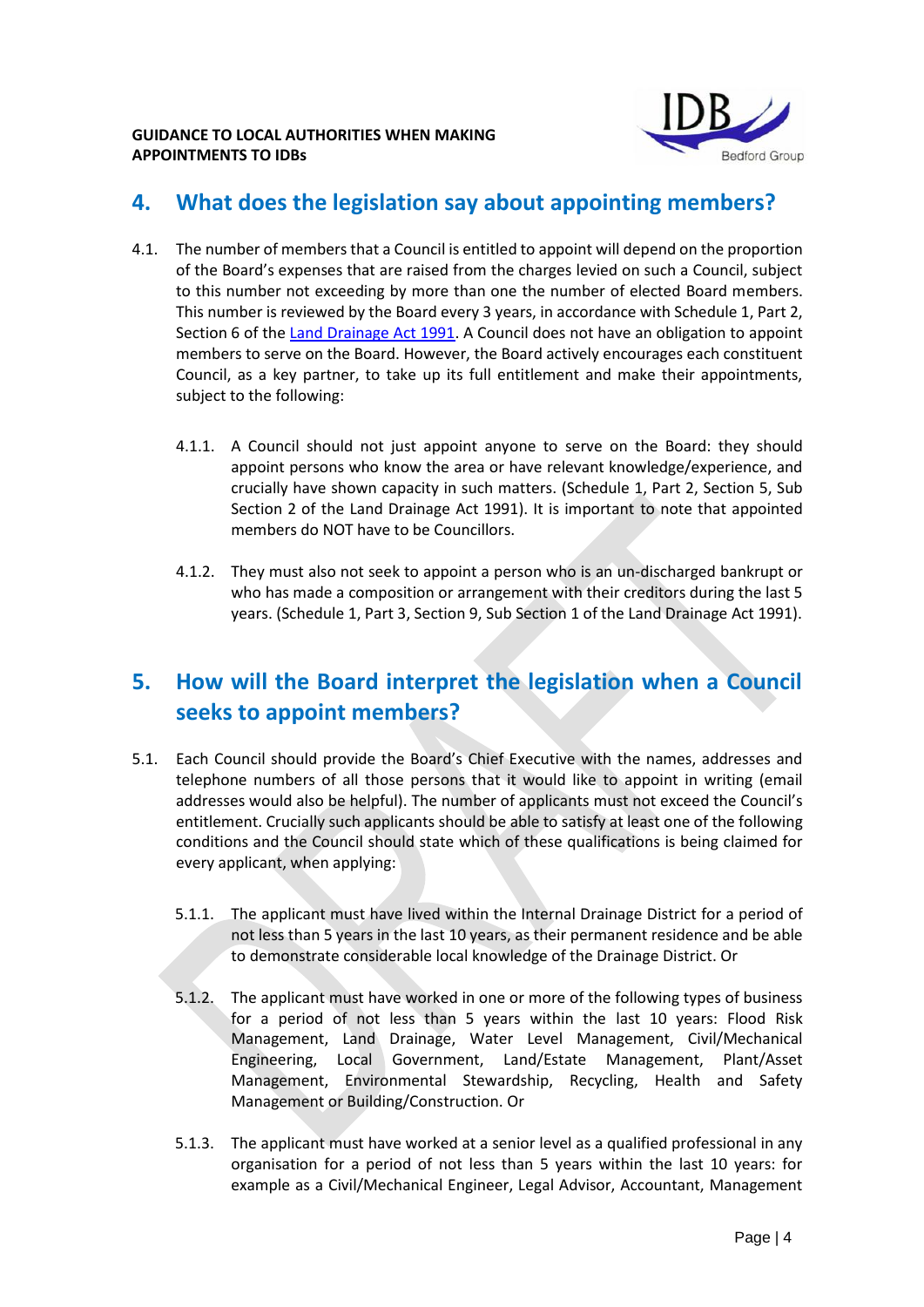## 4. What does the legislation say about appointing members?

4.1. The number of members that a Council is entitled to appoint will depend on the proportion of the Board's expenses that are raised from the charges levied on such a Council, subject to this number not exceeding by more than one the number of elected Board members. This number is reviewed by the Board every 3 years, in accordance with Schedule 1, Part 2, Section 6 of the Land Drainage Act 1991. A Council does not have an obligation to appoint members to serve on the Board. However, the Board actively encourages each constituent Council, as a key partner, to take up its full entitlement and make their appointments, subject to the following:

4.1.1. A Council should not just appoint anyone to serve on the Board: they should appoint persons who know the area or have relevant knowledge/experience, and crucially have shown capacity in such matters. (Schedule 1, Part 2, Section 5, Sub Section 2 of the Land Drainage Act 1991). It is important to note that appointed members do NOT have to be Councillors.

4.1.2. They must also not seek to appoint a person who is an un-discharged bankrupt or who has made a composition or arrangement with their creditors during the last 5 years. (Schedule 1, Part 3, Section 9, Sub Section 1 of the Land Drainage Act 1991).

## 5. How will the Board interpret the legislation when a Council seeks to appoint members?

5.1. Each Council should provide the Board's Chief Executive with the names, addresses and telephone numbers of all those persons that it would like to appoint in writing (email addresses would also be helpful). The number of applicants must not exceed the Council's entitlement. Crucially such applicants should be able to satisfy at least one of the following conditions and the Council should state which of these qualifications is being claimed for every applicant, when applying:

5.1.1. The applicant must have lived within the Internal Drainage District for a period of not less than 5 years in the last 10 years, as their permanent residence and be able to demonstrate considerable local knowledge of the Drainage District. Or

5.1.2. The applicant must have worked in one or more of the following types of business for a period of not less than 5 years within the last 10 years: Flood Risk Management, Land Drainage, Water Level Management, Civil/Mechanical Engineering, Local Government, Land/Estate Management, Plant/Asset Management, Environmental Stewardship, Recycling, Health and Safety Management or Building/Construction. Or

5.1.3. The applicant must have worked at a senior level as a qualified professional in any organisation for a period of not less than 5 years within the last 10 years: for example as a Civil/Mechanical Engineer, Legal Advisor, Accountant, Management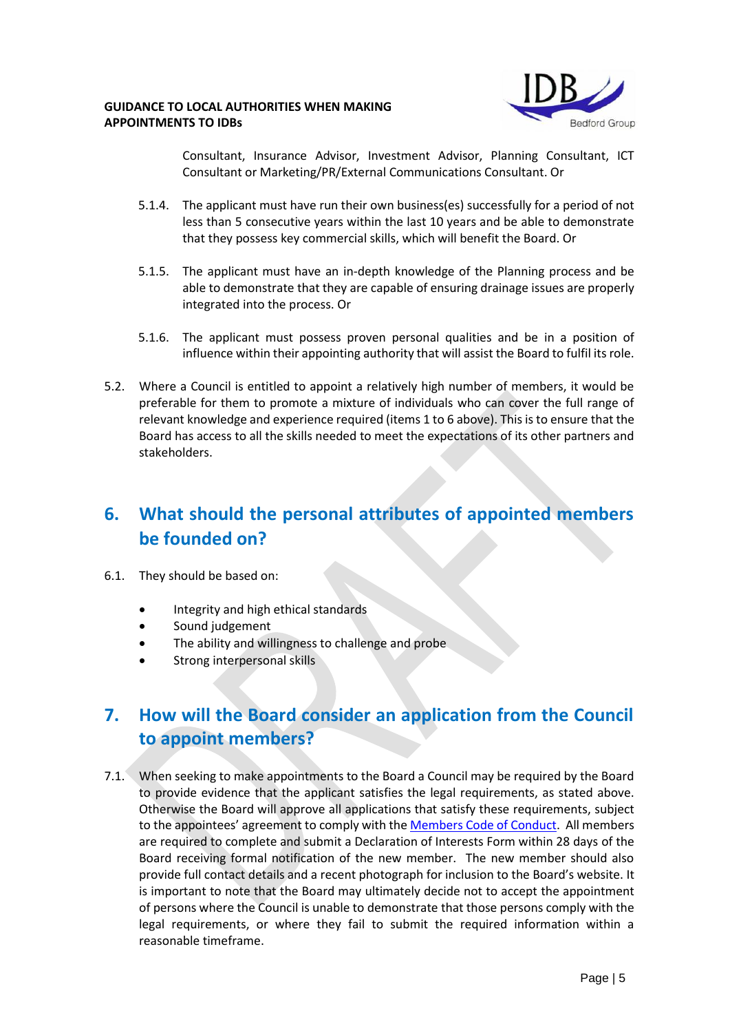Consultant, Insurance Advisor, Investment Advisor, Planning Consultant, ICT Consultant or Marketing/PR/External Communications Consultant. Or

5.1.4. The applicant must have run their own business(es) successfully for a period of not less than 5 consecutive years within the last 10 years and be able to demonstrate that they possess key commercial skills, which will benefit the Board. Or

5.1.5. The applicant must have an in-depth knowledge of the Planning process and be able to demonstrate that they are capable of ensuring drainage issues are properly integrated into the process. Or

5.1.6. The applicant must possess proven personal qualities and be in a position of influence within their appointing authority that will assist the Board to fulfil its role.

5.2. Where a Council is entitled to appoint a relatively high number of members, it would be preferable for them to promote a mixture of individuals who can cover the full range of relevant knowledge and experience required (items 1 to 6 above). This is to ensure that the Board has access to all the skills needed to meet the expectations of its other partners and stakeholders.

## 6. What should the personal attributes of appointed members be founded on?

6.1. They should be based on:

- Integrity and high ethical standards
- Sound judgement
- The ability and willingness to challenge and probe
- Strong interpersonal skills

## 7. How will the Board consider an application from the Council to appoint members?

7.1. When seeking to make appointments to the Board a Council may be required by the Board to provide evidence that the applicant satisfies the legal requirements, as stated above. Otherwise the Board will approve all applications that satisfy these requirements, subject to the appointees' agreement to comply with the Members Code of Conduct. All members are required to complete and submit a Declaration of Interests Form within 28 days of the Board receiving formal notification of the new member. The new member should also provide full contact details and a recent photograph for inclusion to the Board's website. It is important to note that the Board may ultimately decide not to accept the appointment of persons where the Council is unable to demonstrate that those persons comply with the legal requirements, or where they fail to submit the required information within a reasonable timeframe.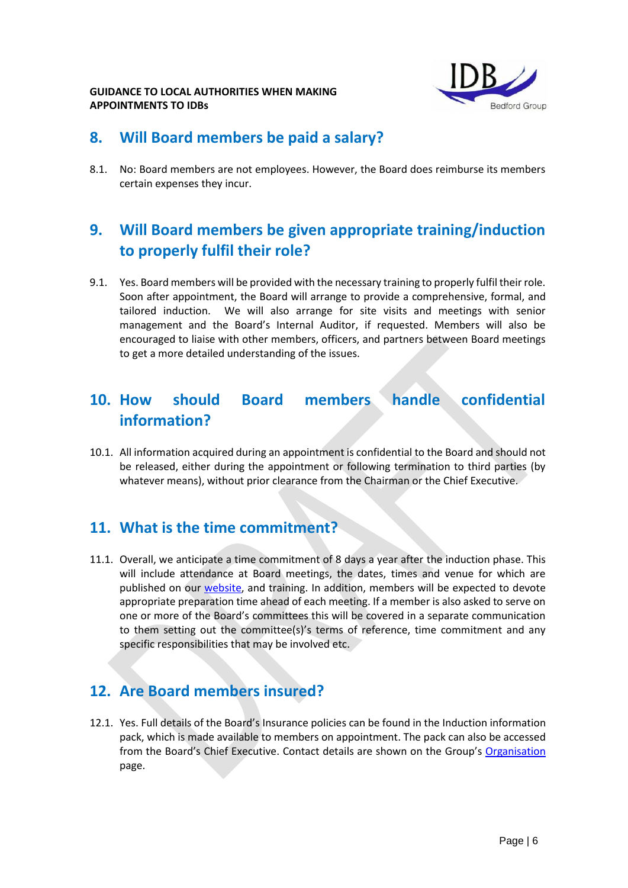## 8. Will Board members be paid a salary?

8.1. No: Board members are not employees. However, the Board does reimburse its members certain expenses they incur.

## 9. Will Board members be given appropriate training/induction to properly fulfil their role?

9.1. Yes. Board members will be provided with the necessary training to properly fulfil their role. Soon after appointment, the Board will arrange to provide a comprehensive, formal, and tailored induction. We will also arrange for site visits and meetings with senior management and the Board's Internal Auditor, if requested. Members will also be encouraged to liaise with other members, officers, and partners between Board meetings to get a more detailed understanding of the issues.

## 10. How should Board members handle confidential information?

10.1. All information acquired during an appointment is confidential to the Board and should not be released, either during the appointment or following termination to third parties (by whatever means), without prior clearance from the Chairman or the Chief Executive.

## 11. What is the time commitment?

11.1. Overall, we anticipate a time commitment of 8 days a year after the induction phase. This will include attendance at Board meetings, the dates, times and venue for which are published on our website, and training. In addition, members will be expected to devote appropriate preparation time ahead of each meeting. If a member is also asked to serve on one or more of the Board's committees this will be covered in a separate communication to them setting out the committee(s)'s terms of reference, time commitment and any specific responsibilities that may be involved etc.

## 12. Are Board members insured?

12.1. Yes. Full details of the Board's Insurance policies can be found in the Induction information pack, which is made available to members on appointment. The pack can also be accessed from the Board's Chief Executive. Contact details are shown on the Group's Organisation page.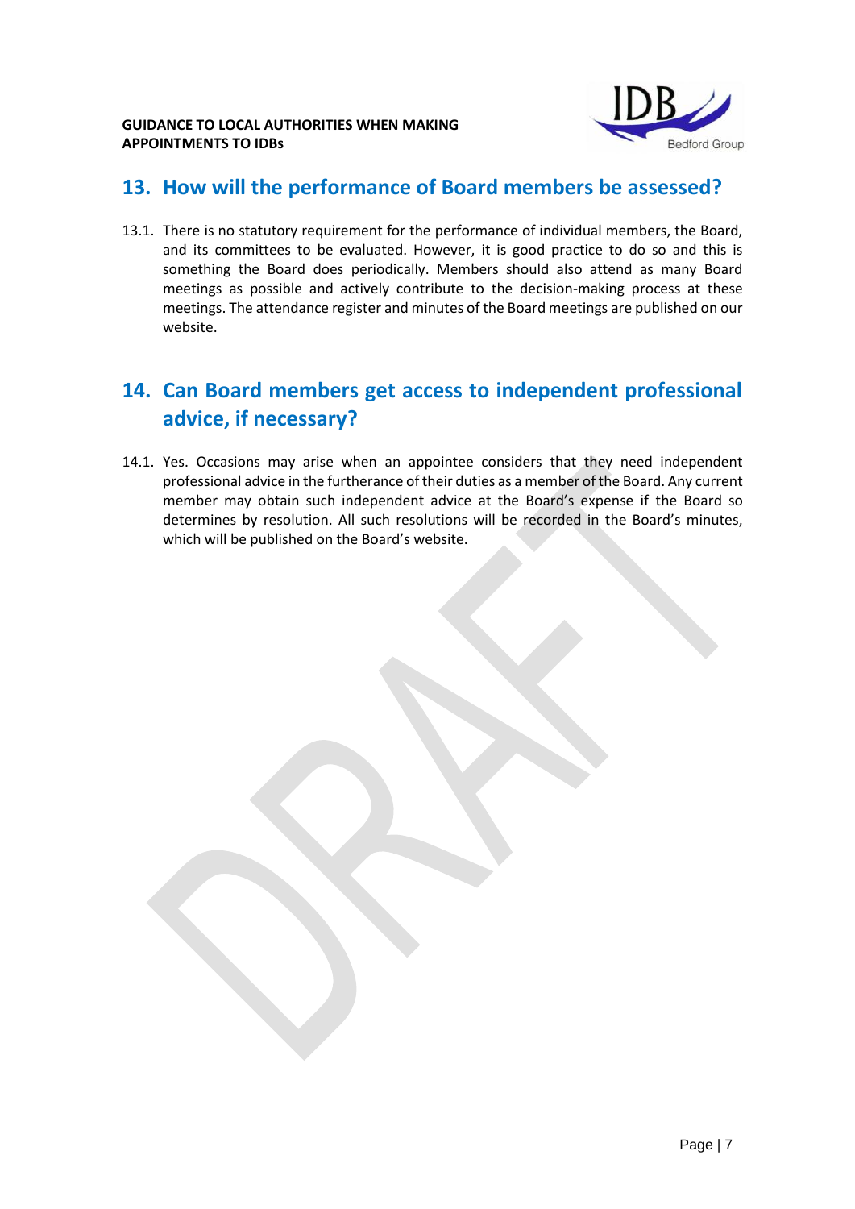## 13. How will the performance of Board members be assessed?

13.1. There is no statutory requirement for the performance of individual members, the Board, and its committees to be evaluated. However, it is good practice to do so and this is something the Board does periodically. Members should also attend as many Board meetings as possible and actively contribute to the decision-making process at these meetings. The attendance register and minutes of the Board meetings are published on our website.

## 14. Can Board members get access to independent professional advice, if necessary?

14.1. Yes. Occasions may arise when an appointee considers that they need independent professional advice in the furtherance of their duties as a member of the Board. Any current member may obtain such independent advice at the Board's expense if the Board so determines by resolution. All such resolutions will be recorded in the Board's minutes, which will be published on the Board's website.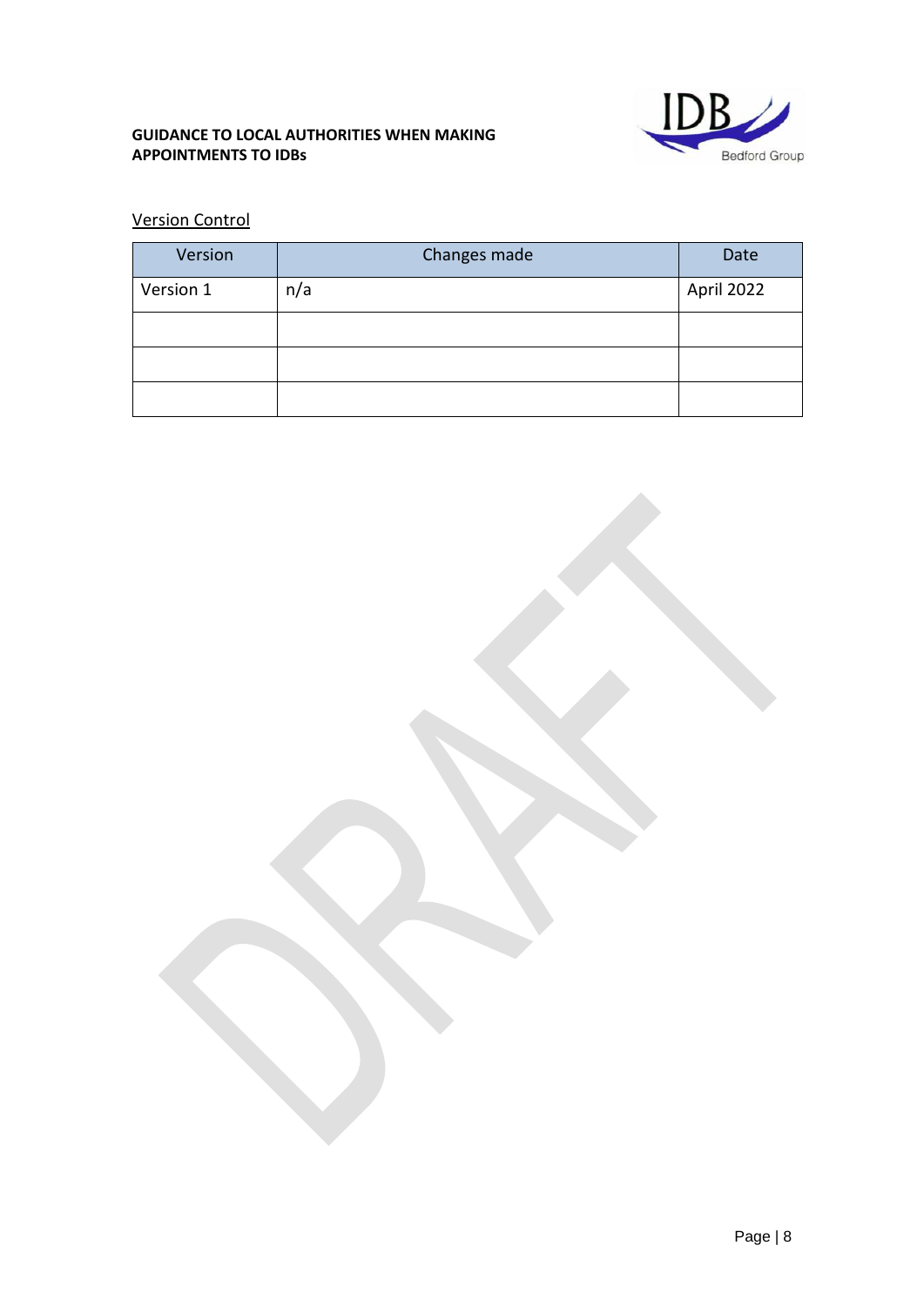Version Control

| Version | Changes made | Date |
| --- | --- | --- |
| Version 1 | n/a | April 2022 |
| | | |
| | | |
| | | |